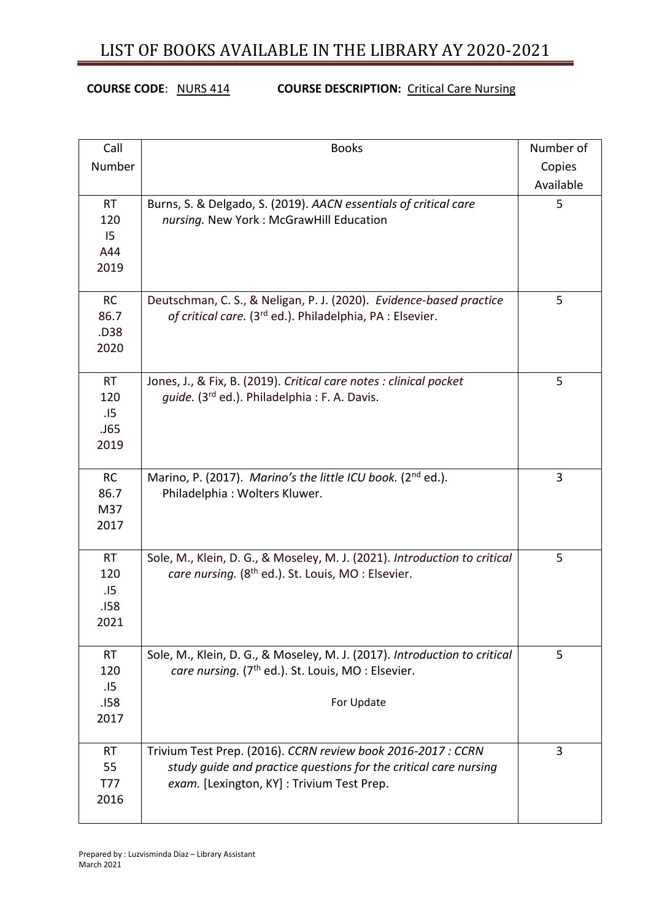# LIST OF BOOKS AVAILABLE IN THE LIBRARY AY 2020-2021

**COURSE CODE**: NURS 414 **COURSE DESCRIPTION:** Critical Care Nursing

| Call Number | Books | Number of Copies Available |
|---|---|---|
| RT 120 I5 A44 2019 | Burns, S. & Delgado, S. (2019). *AACN essentials of critical care nursing.* New York : McGrawHill Education | 5 |
| RC 86.7 .D38 2020 | Deutschman, C. S., & Neligan, P. J. (2020). *Evidence-based practice of critical care.* (3rd ed.). Philadelphia, PA : Elsevier. | 5 |
| RT 120 .I5 .J65 2019 | Jones, J., & Fix, B. (2019). *Critical care notes : clinical pocket guide.* (3rd ed.). Philadelphia : F. A. Davis. | 5 |
| RC 86.7 M37 2017 | Marino, P. (2017). *Marino's the little ICU book.* (2nd ed.). Philadelphia : Wolters Kluwer. | 3 |
| RT 120 .I5 .I58 2021 | Sole, M., Klein, D. G., & Moseley, M. J. (2021). *Introduction to critical care nursing.* (8th ed.). St. Louis, MO : Elsevier. | 5 |
| RT 120 .I5 .I58 2017 | Sole, M., Klein, D. G., & Moseley, M. J. (2017). *Introduction to critical care nursing.* (7th ed.). St. Louis, MO : Elsevier. For Update | 5 |
| RT 55 T77 2016 | Trivium Test Prep. (2016). *CCRN review book 2016-2017 : CCRN study guide and practice questions for the critical care nursing exam.* [Lexington, KY] : Trivium Test Prep. | 3 |

Prepared by : Luzvisminda Diaz – Library Assistant
March 2021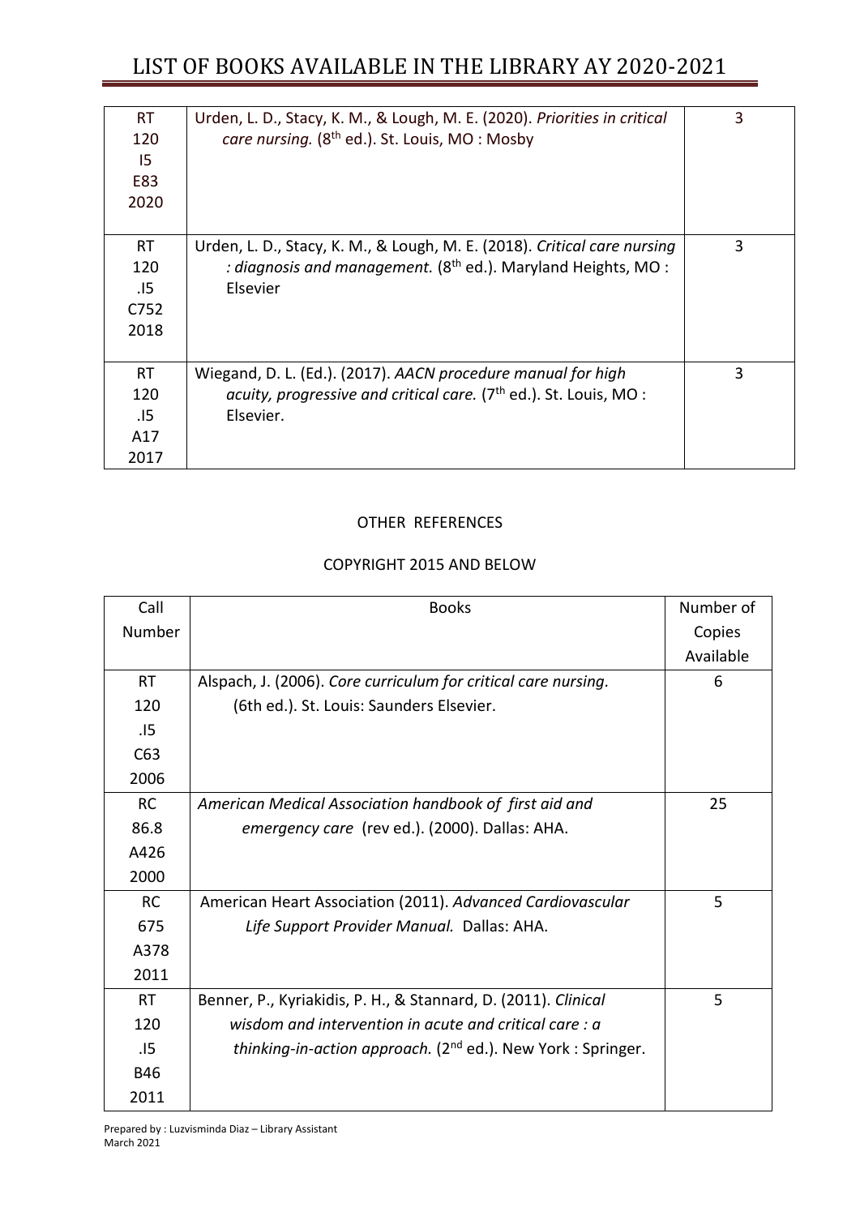| | | |
|---|---|---|
| RT 120 I5 E83 2020 | Urden, L. D., Stacy, K. M., & Lough, M. E. (2020). *Priorities in critical care nursing.* (8th ed.). St. Louis, MO : Mosby | 3 |
| RT 120 .I5 C752 2018 | Urden, L. D., Stacy, K. M., & Lough, M. E. (2018). *Critical care nursing : diagnosis and management.* (8th ed.). Maryland Heights, MO : Elsevier | 3 |
| RT 120 .I5 A17 2017 | Wiegand, D. L. (Ed.). (2017). *AACN procedure manual for high acuity, progressive and critical care.* (7th ed.). St. Louis, MO : Elsevier. | 3 |

OTHER REFERENCES

COPYRIGHT 2015 AND BELOW

| Call Number | Books | Number of Copies Available |
|---|---|---|
| RT 120 .I5 C63 2006 | Alspach, J. (2006). *Core curriculum for critical care nursing.* (6th ed.). St. Louis: Saunders Elsevier. | 6 |
| RC 86.8 A426 2000 | *American Medical Association handbook of first aid and emergency care* (rev ed.). (2000). Dallas: AHA. | 25 |
| RC 675 A378 2011 | American Heart Association (2011). *Advanced Cardiovascular Life Support Provider Manual.* Dallas: AHA. | 5 |
| RT 120 .I5 B46 2011 | Benner, P., Kyriakidis, P. H., & Stannard, D. (2011). *Clinical wisdom and intervention in acute and critical care : a thinking-in-action approach.* (2nd ed.). New York : Springer. | 5 |

Prepared by : Luzvisminda Diaz – Library Assistant
March 2021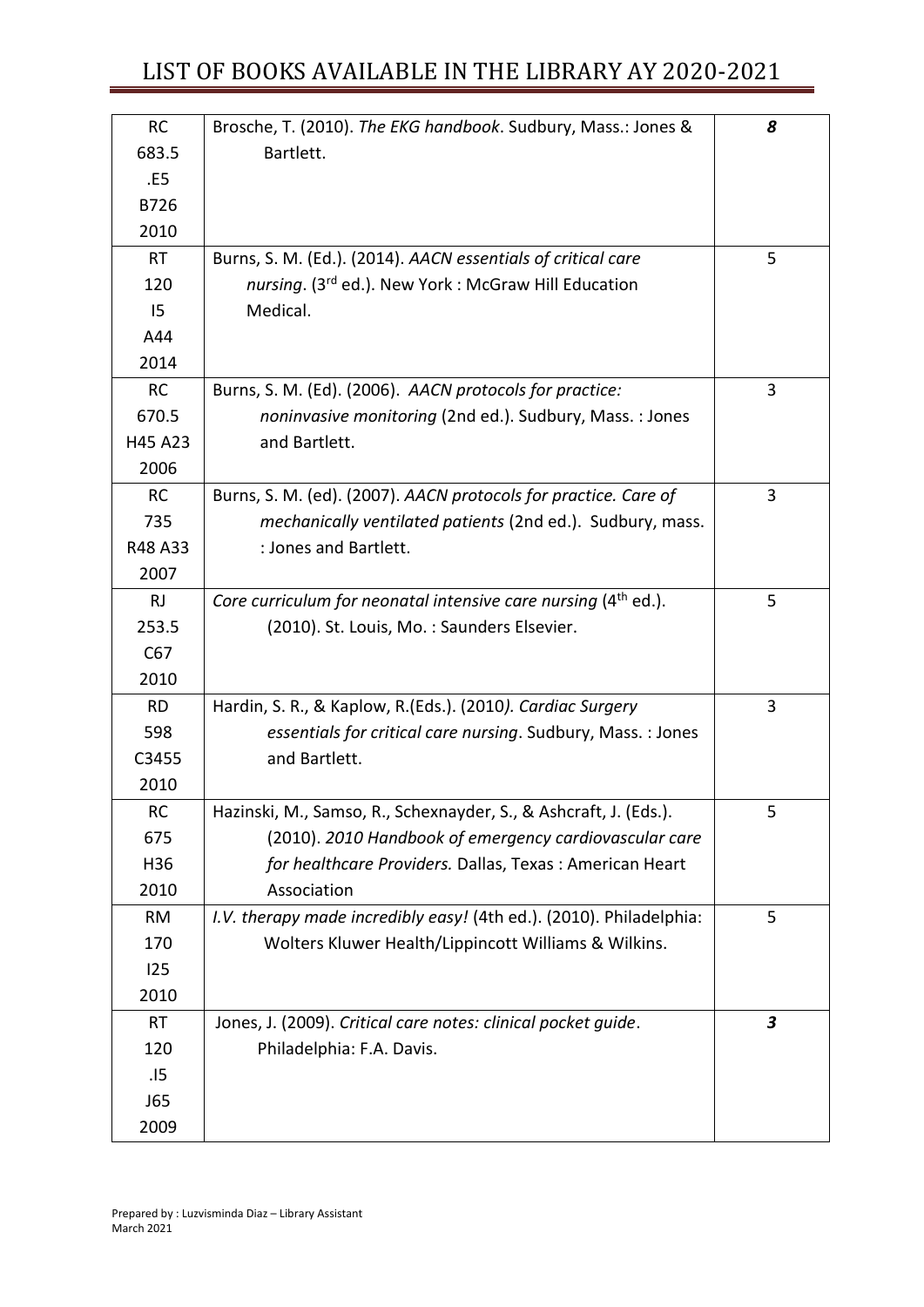| | | |
|---|---|---|
| RC 683.5 .E5 B726 2010 | Brosche, T. (2010). *The EKG handbook*. Sudbury, Mass.: Jones & Bartlett. | ***8*** |
| RT 120 I5 A44 2014 | Burns, S. M. (Ed.). (2014). *AACN essentials of critical care nursing*. (3rd ed.). New York : McGraw Hill Education Medical. | 5 |
| RC 670.5 H45 A23 2006 | Burns, S. M. (Ed). (2006). *AACN protocols for practice: noninvasive monitoring* (2nd ed.). Sudbury, Mass. : Jones and Bartlett. | 3 |
| RC 735 R48 A33 2007 | Burns, S. M. (ed). (2007). *AACN protocols for practice. Care of mechanically ventilated patients* (2nd ed.). Sudbury, mass. : Jones and Bartlett. | 3 |
| RJ 253.5 C67 2010 | *Core curriculum for neonatal intensive care nursing* (4th ed.). (2010). St. Louis, Mo. : Saunders Elsevier. | 5 |
| RD 598 C3455 2010 | Hardin, S. R., & Kaplow, R.(Eds.). (2010*). Cardiac Surgery essentials for critical care nursing*. Sudbury, Mass. : Jones and Bartlett. | 3 |
| RC 675 H36 2010 | Hazinski, M., Samso, R., Schexnayder, S., & Ashcraft, J. (Eds.). (2010). *2010 Handbook of emergency cardiovascular care for healthcare Providers.* Dallas, Texas : American Heart Association | 5 |
| RM 170 I25 2010 | *I.V. therapy made incredibly easy!* (4th ed.). (2010). Philadelphia: Wolters Kluwer Health/Lippincott Williams & Wilkins. | 5 |
| RT 120 .I5 J65 2009 | Jones, J. (2009). *Critical care notes: clinical pocket guide*. Philadelphia: F.A. Davis. | ***3*** |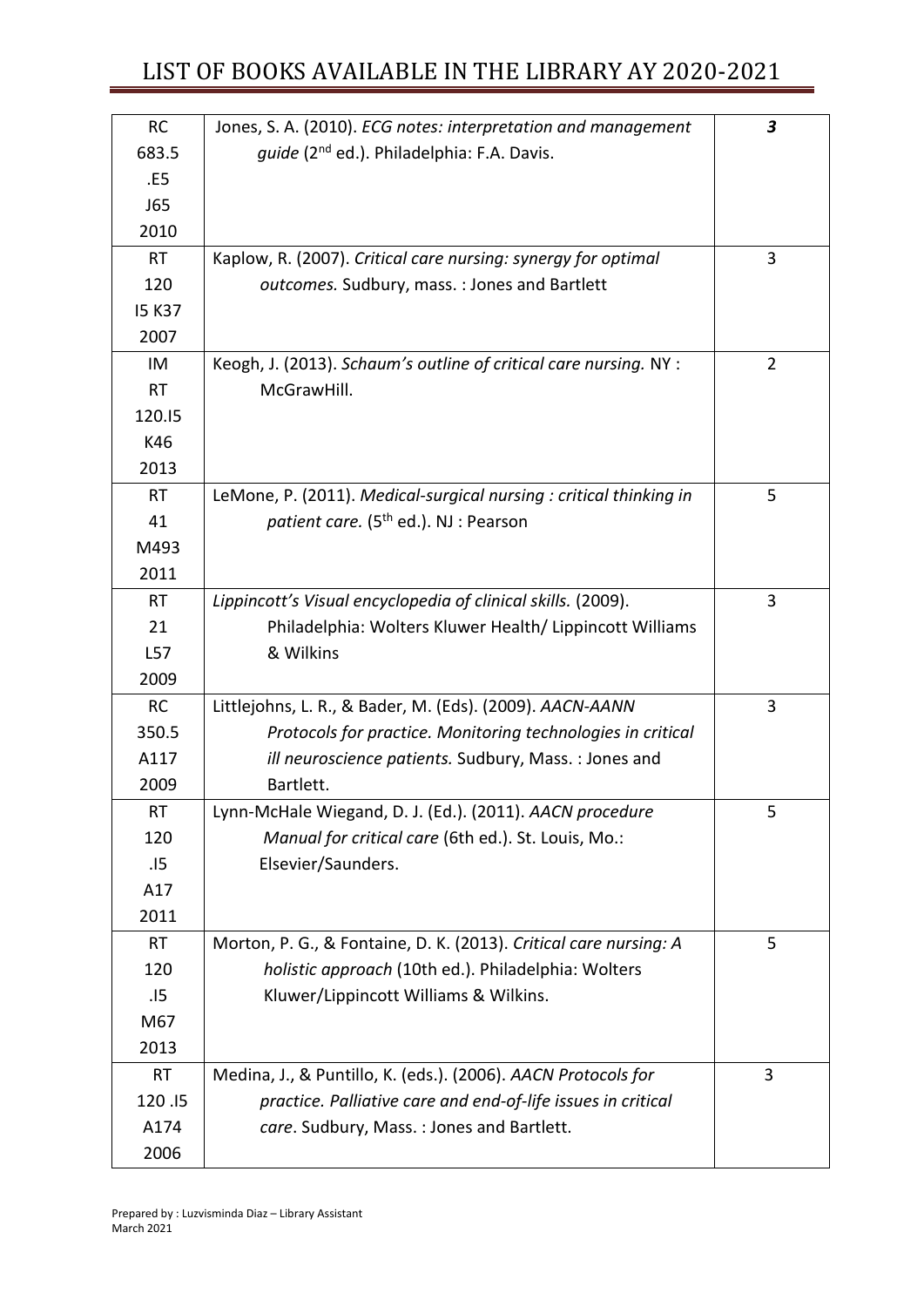# LIST OF BOOKS AVAILABLE IN THE LIBRARY AY 2020-2021

| | | |
|---|---|---|
| RC 683.5 .E5 J65 2010 | Jones, S. A. (2010). *ECG notes: interpretation and management guide* (2nd ed.). Philadelphia: F.A. Davis. | ***3*** |
| RT 120 I5 K37 2007 | Kaplow, R. (2007). *Critical care nursing: synergy for optimal outcomes.* Sudbury, mass. : Jones and Bartlett | 3 |
| IM RT 120.I5 K46 2013 | Keogh, J. (2013). *Schaum's outline of critical care nursing.* NY : McGrawHill. | 2 |
| RT 41 M493 2011 | LeMone, P. (2011). *Medical-surgical nursing : critical thinking in patient care.* (5th ed.). NJ : Pearson | 5 |
| RT 21 L57 2009 | *Lippincott's Visual encyclopedia of clinical skills.* (2009). Philadelphia: Wolters Kluwer Health/ Lippincott Williams & Wilkins | 3 |
| RC 350.5 A117 2009 | Littlejohns, L. R., & Bader, M. (Eds). (2009). *AACN-AANN Protocols for practice. Monitoring technologies in critical ill neuroscience patients.* Sudbury, Mass. : Jones and Bartlett. | 3 |
| RT 120 .I5 A17 2011 | Lynn-McHale Wiegand, D. J. (Ed.). (2011). *AACN procedure Manual for critical care* (6th ed.). St. Louis, Mo.: Elsevier/Saunders. | 5 |
| RT 120 .I5 M67 2013 | Morton, P. G., & Fontaine, D. K. (2013). *Critical care nursing: A holistic approach* (10th ed.). Philadelphia: Wolters Kluwer/Lippincott Williams & Wilkins. | 5 |
| RT 120 .I5 A174 2006 | Medina, J., & Puntillo, K. (eds.). (2006). *AACN Protocols for practice. Palliative care and end-of-life issues in critical care*. Sudbury, Mass. : Jones and Bartlett. | 3 |

Prepared by : Luzvisminda Diaz – Library Assistant
March 2021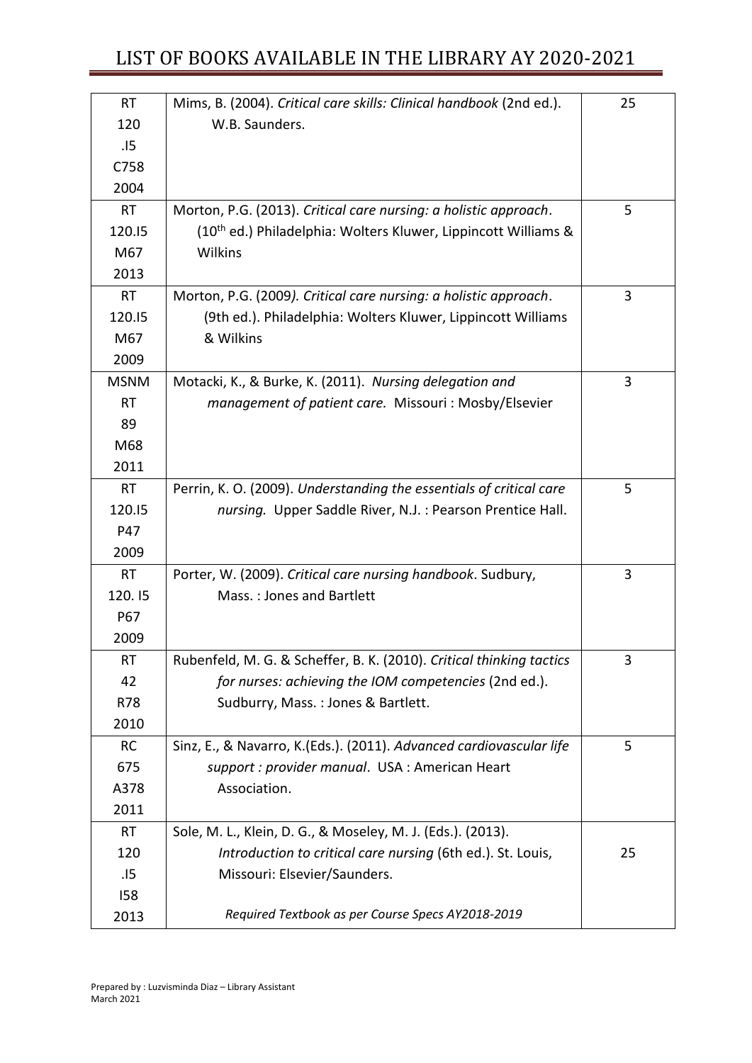# LIST OF BOOKS AVAILABLE IN THE LIBRARY AY 2020-2021

| | | |
|---|---|---|
| RT 120 .I5 C758 2004 | Mims, B. (2004). *Critical care skills: Clinical handbook* (2nd ed.). W.B. Saunders. | 25 |
| RT 120.I5 M67 2013 | Morton, P.G. (2013). *Critical care nursing: a holistic approach*. (10th ed.) Philadelphia: Wolters Kluwer, Lippincott Williams & Wilkins | 5 |
| RT 120.I5 M67 2009 | Morton, P.G. (2009*). Critical care nursing: a holistic approach*. (9th ed.). Philadelphia: Wolters Kluwer, Lippincott Williams & Wilkins | 3 |
| MSNM RT 89 M68 2011 | Motacki, K., & Burke, K. (2011). *Nursing delegation and management of patient care.* Missouri : Mosby/Elsevier | 3 |
| RT 120.I5 P47 2009 | Perrin, K. O. (2009). *Understanding the essentials of critical care nursing.* Upper Saddle River, N.J. : Pearson Prentice Hall. | 5 |
| RT 120. I5 P67 2009 | Porter, W. (2009). *Critical care nursing handbook*. Sudbury, Mass. : Jones and Bartlett | 3 |
| RT 42 R78 2010 | Rubenfeld, M. G. & Scheffer, B. K. (2010). *Critical thinking tactics for nurses: achieving the IOM competencies* (2nd ed.). Sudburry, Mass. : Jones & Bartlett. | 3 |
| RC 675 A378 2011 | Sinz, E., & Navarro, K.(Eds.). (2011). *Advanced cardiovascular life support : provider manual*. USA : American Heart Association. | 5 |
| RT 120 .I5 I58 2013 | Sole, M. L., Klein, D. G., & Moseley, M. J. (Eds.). (2013). *Introduction to critical care nursing* (6th ed.). St. Louis, Missouri: Elsevier/Saunders. *Required Textbook as per Course Specs AY2018-2019* | 25 |

Prepared by : Luzvisminda Diaz – Library Assistant
March 2021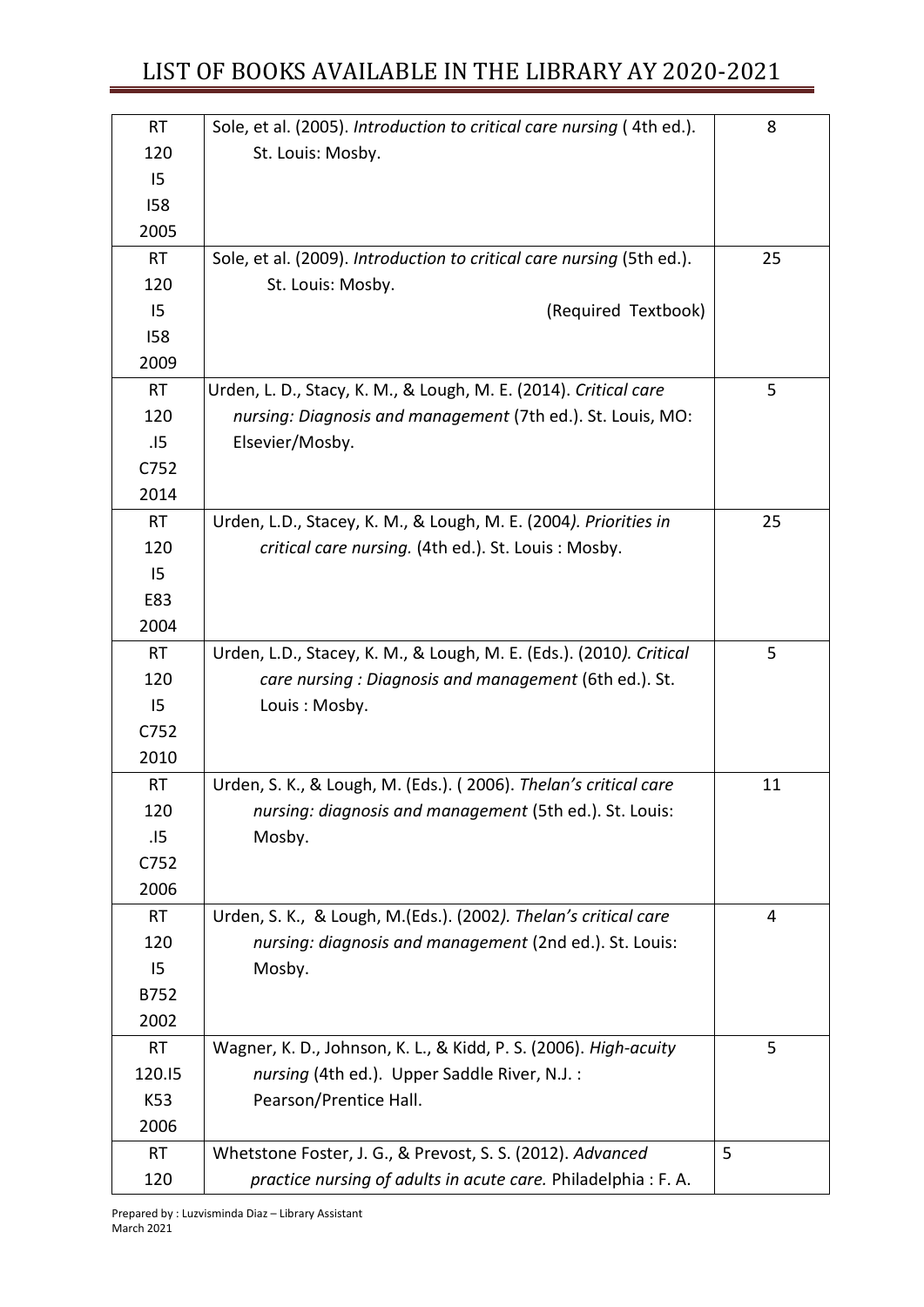| | | |
|---|---|---|
| RT 120 I5 I58 2005 | Sole, et al. (2005). *Introduction to critical care nursing* ( 4th ed.). St. Louis: Mosby. | 8 |
| RT 120 I5 I58 2009 | Sole, et al. (2009). *Introduction to critical care nursing* (5th ed.). St. Louis: Mosby. (Required Textbook) | 25 |
| RT 120 .I5 C752 2014 | Urden, L. D., Stacy, K. M., & Lough, M. E. (2014). *Critical care nursing: Diagnosis and management* (7th ed.). St. Louis, MO: Elsevier/Mosby. | 5 |
| RT 120 I5 E83 2004 | Urden, L.D., Stacey, K. M., & Lough, M. E. (2004*). Priorities in critical care nursing.* (4th ed.). St. Louis : Mosby. | 25 |
| RT 120 I5 C752 2010 | Urden, L.D., Stacey, K. M., & Lough, M. E. (Eds.). (2010*). Critical care nursing : Diagnosis and management* (6th ed.). St. Louis : Mosby. | 5 |
| RT 120 .I5 C752 2006 | Urden, S. K., & Lough, M. (Eds.). ( 2006). *Thelan's critical care nursing: diagnosis and management* (5th ed.). St. Louis: Mosby. | 11 |
| RT 120 I5 B752 2002 | Urden, S. K., & Lough, M.(Eds.). (2002*). Thelan's critical care nursing: diagnosis and management* (2nd ed.). St. Louis: Mosby. | 4 |
| RT 120.I5 K53 2006 | Wagner, K. D., Johnson, K. L., & Kidd, P. S. (2006). *High-acuity nursing* (4th ed.). Upper Saddle River, N.J. : Pearson/Prentice Hall. | 5 |
| RT 120 | Whetstone Foster, J. G., & Prevost, S. S. (2012). *Advanced practice nursing of adults in acute care.* Philadelphia : F. A. | 5 |

Prepared by : Luzvisminda Diaz – Library Assistant
March 2021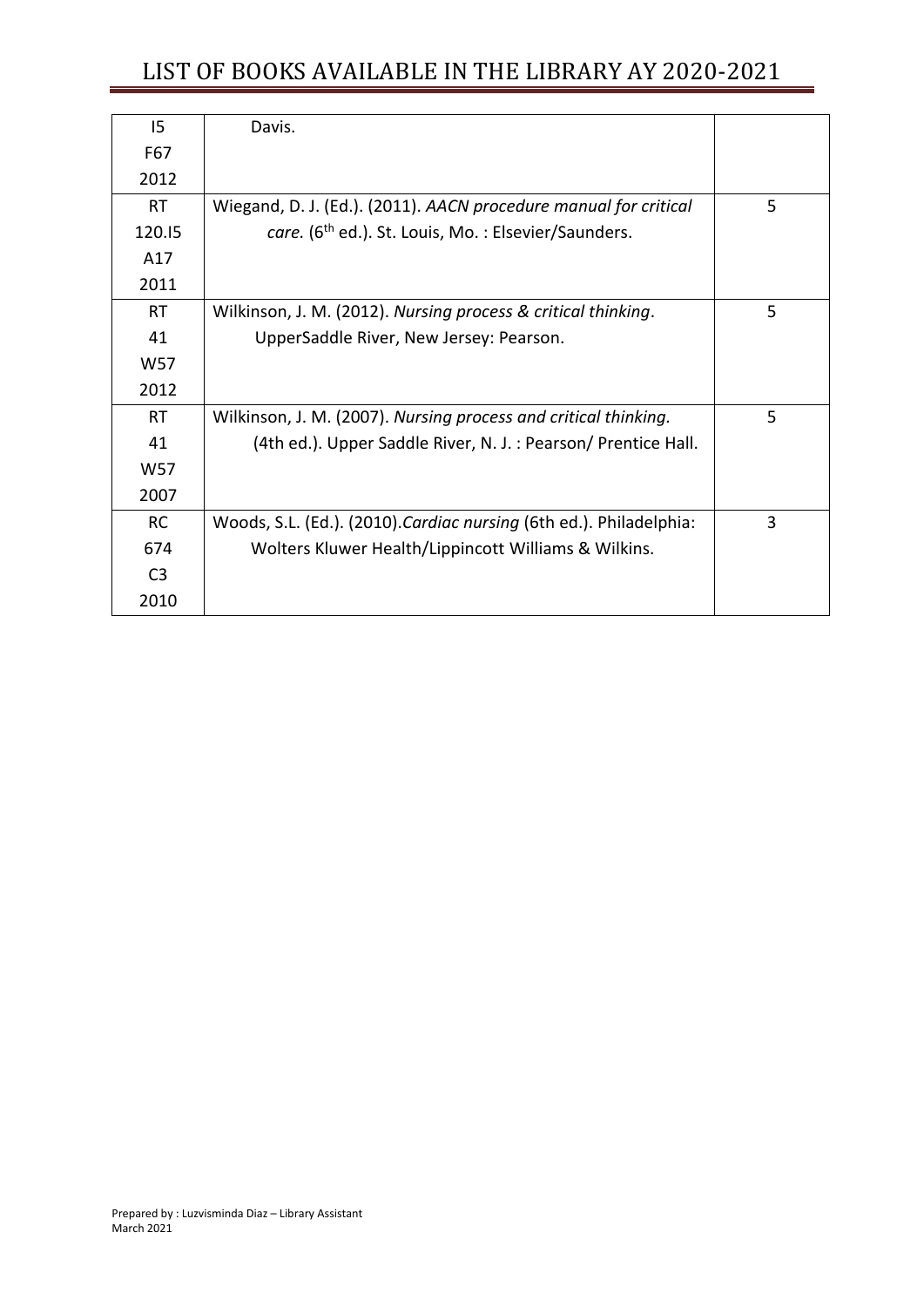| | | |
|---|---|---|
| I5 F67 2012 | Davis. | |
| RT 120.I5 A17 2011 | Wiegand, D. J. (Ed.). (2011). *AACN procedure manual for critical care.* (6th ed.). St. Louis, Mo. : Elsevier/Saunders. | 5 |
| RT 41 W57 2012 | Wilkinson, J. M. (2012). *Nursing process & critical thinking*. UpperSaddle River, New Jersey: Pearson. | 5 |
| RT 41 W57 2007 | Wilkinson, J. M. (2007). *Nursing process and critical thinking.* (4th ed.). Upper Saddle River, N. J. : Pearson/ Prentice Hall. | 5 |
| RC 674 C3 2010 | Woods, S.L. (Ed.). (2010).*Cardiac nursing* (6th ed.). Philadelphia: Wolters Kluwer Health/Lippincott Williams & Wilkins. | 3 |

Prepared by : Luzvisminda Diaz – Library Assistant
March 2021